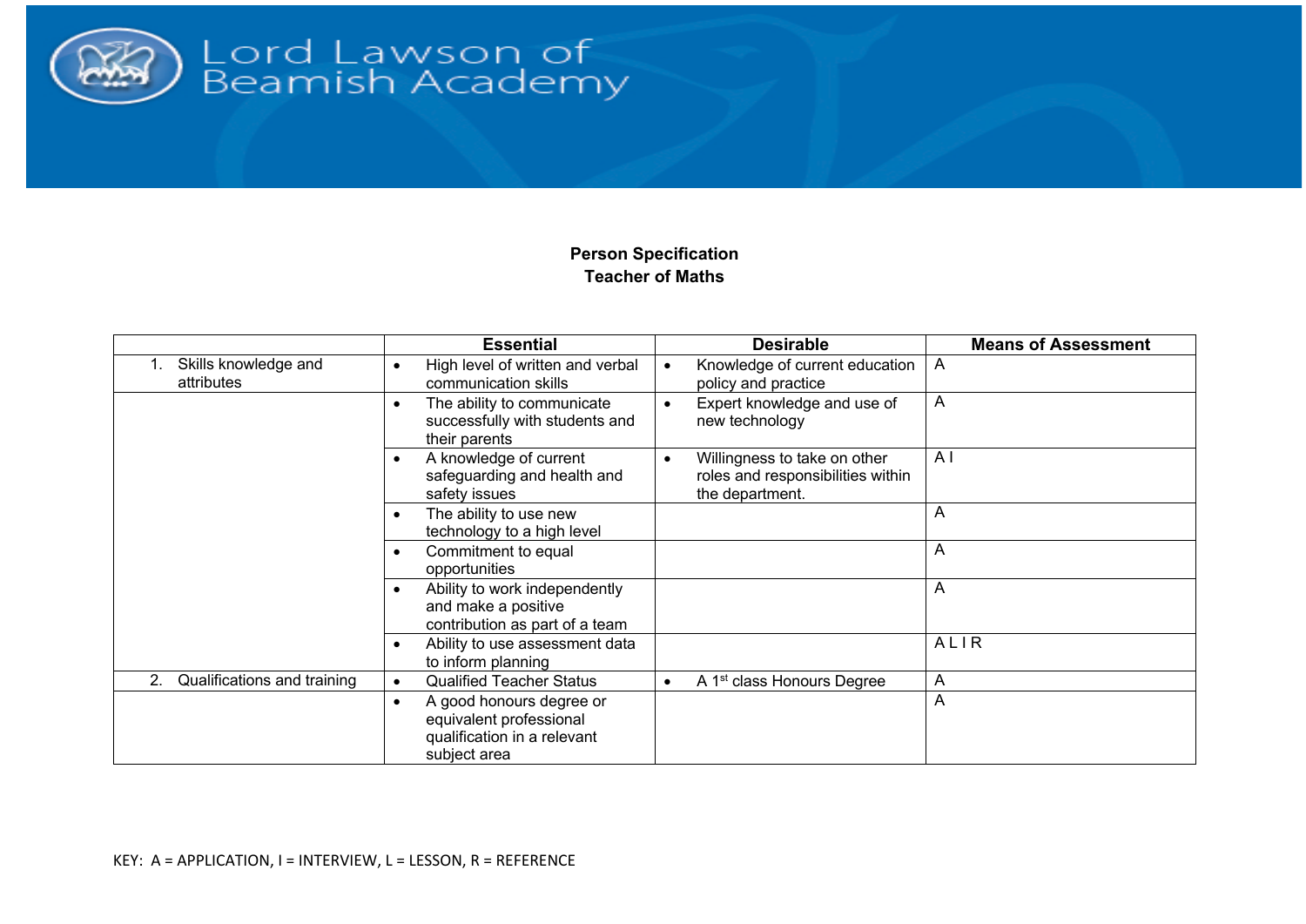Lord Lawson of Beamish Academy

**Person Specification**
**Teacher of Maths**

| | Essential | Desirable | Means of Assessment |
|---|---|---|---|
| 1. Skills knowledge and attributes | • High level of written and verbal communication skills | • Knowledge of current education policy and practice | A |
| | • The ability to communicate successfully with students and their parents | • Expert knowledge and use of new technology | A |
| | • A knowledge of current safeguarding and health and safety issues | • Willingness to take on other roles and responsibilities within the department. | A I |
| | • The ability to use new technology to a high level | | A |
| | • Commitment to equal opportunities | | A |
| | • Ability to work independently and make a positive contribution as part of a team | | A |
| | • Ability to use assessment data to inform planning | | A L I R |
| 2. Qualifications and training | • Qualified Teacher Status | • A 1st class Honours Degree | A |
| | • A good honours degree or equivalent professional qualification in a relevant subject area | | A |

KEY: A = APPLICATION, I = INTERVIEW, L = LESSON, R = REFERENCE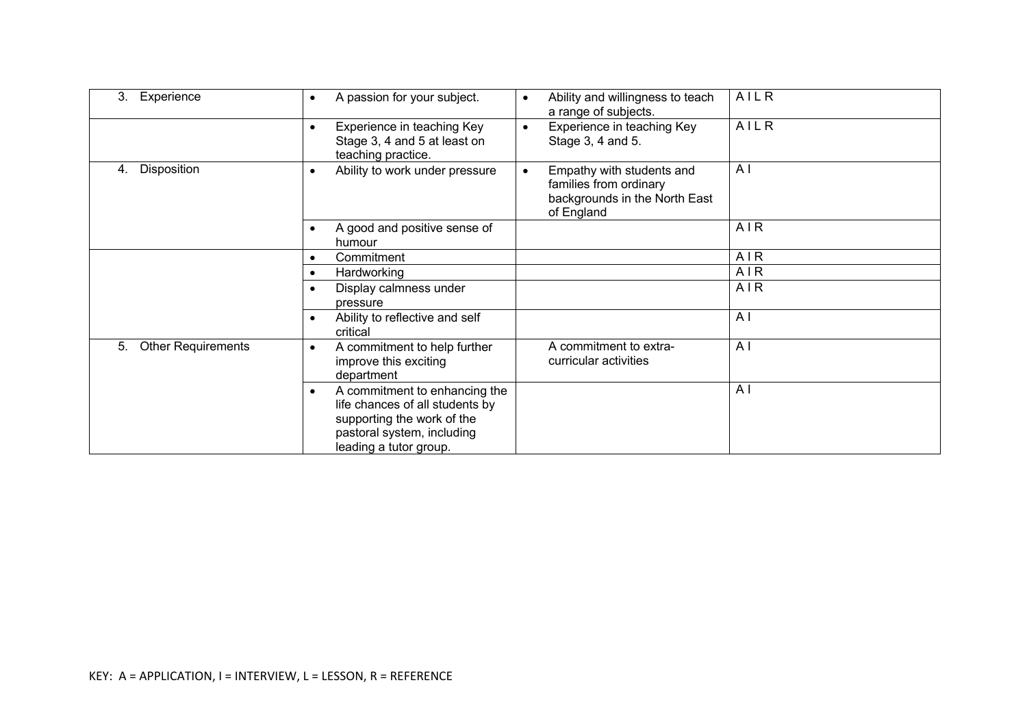| | | | |
|---|---|---|---|
| 3. Experience | • A passion for your subject. | • Ability and willingness to teach a range of subjects. | A I L R |
| | • Experience in teaching Key Stage 3, 4 and 5 at least on teaching practice. | • Experience in teaching Key Stage 3, 4 and 5. | A I L R |
| 4. Disposition | • Ability to work under pressure | • Empathy with students and families from ordinary backgrounds in the North East of England | A I |
| | • A good and positive sense of humour | | A I R |
| | • Commitment | | A I R |
| | • Hardworking | | A I R |
| | • Display calmness under pressure | | A I R |
| | • Ability to reflective and self critical | | A I |
| 5. Other Requirements | • A commitment to help further improve this exciting department | A commitment to extra-curricular activities | A I |
| | • A commitment to enhancing the life chances of all students by supporting the work of the pastoral system, including leading a tutor group. | | A I |

KEY: A = APPLICATION, I = INTERVIEW, L = LESSON, R = REFERENCE